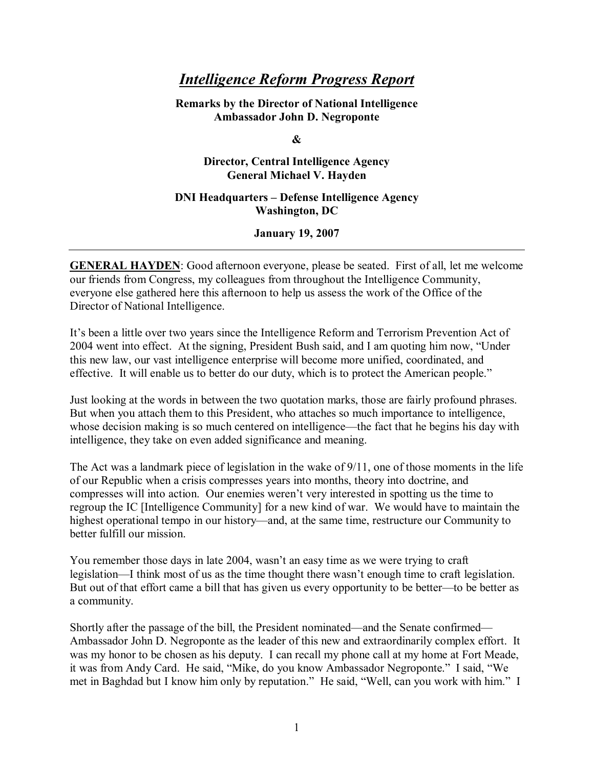# *Intelligence Reform Progress Report*

**Remarks by the Director of National Intelligence**
**Ambassador John D. Negroponte**

**&**

**Director, Central Intelligence Agency**
**General Michael V. Hayden**

**DNI Headquarters – Defense Intelligence Agency**
**Washington, DC**

**January 19, 2007**

---

**GENERAL HAYDEN**: Good afternoon everyone, please be seated. First of all, let me welcome our friends from Congress, my colleagues from throughout the Intelligence Community, everyone else gathered here this afternoon to help us assess the work of the Office of the Director of National Intelligence.

It's been a little over two years since the Intelligence Reform and Terrorism Prevention Act of 2004 went into effect. At the signing, President Bush said, and I am quoting him now, "Under this new law, our vast intelligence enterprise will become more unified, coordinated, and effective. It will enable us to better do our duty, which is to protect the American people."

Just looking at the words in between the two quotation marks, those are fairly profound phrases. But when you attach them to this President, who attaches so much importance to intelligence, whose decision making is so much centered on intelligence—the fact that he begins his day with intelligence, they take on even added significance and meaning.

The Act was a landmark piece of legislation in the wake of 9/11, one of those moments in the life of our Republic when a crisis compresses years into months, theory into doctrine, and compresses will into action. Our enemies weren't very interested in spotting us the time to regroup the IC [Intelligence Community] for a new kind of war. We would have to maintain the highest operational tempo in our history—and, at the same time, restructure our Community to better fulfill our mission.

You remember those days in late 2004, wasn't an easy time as we were trying to craft legislation—I think most of us as the time thought there wasn't enough time to craft legislation. But out of that effort came a bill that has given us every opportunity to be better—to be better as a community.

Shortly after the passage of the bill, the President nominated—and the Senate confirmed—Ambassador John D. Negroponte as the leader of this new and extraordinarily complex effort. It was my honor to be chosen as his deputy. I can recall my phone call at my home at Fort Meade, it was from Andy Card. He said, "Mike, do you know Ambassador Negroponte." I said, "We met in Baghdad but I know him only by reputation." He said, "Well, can you work with him." I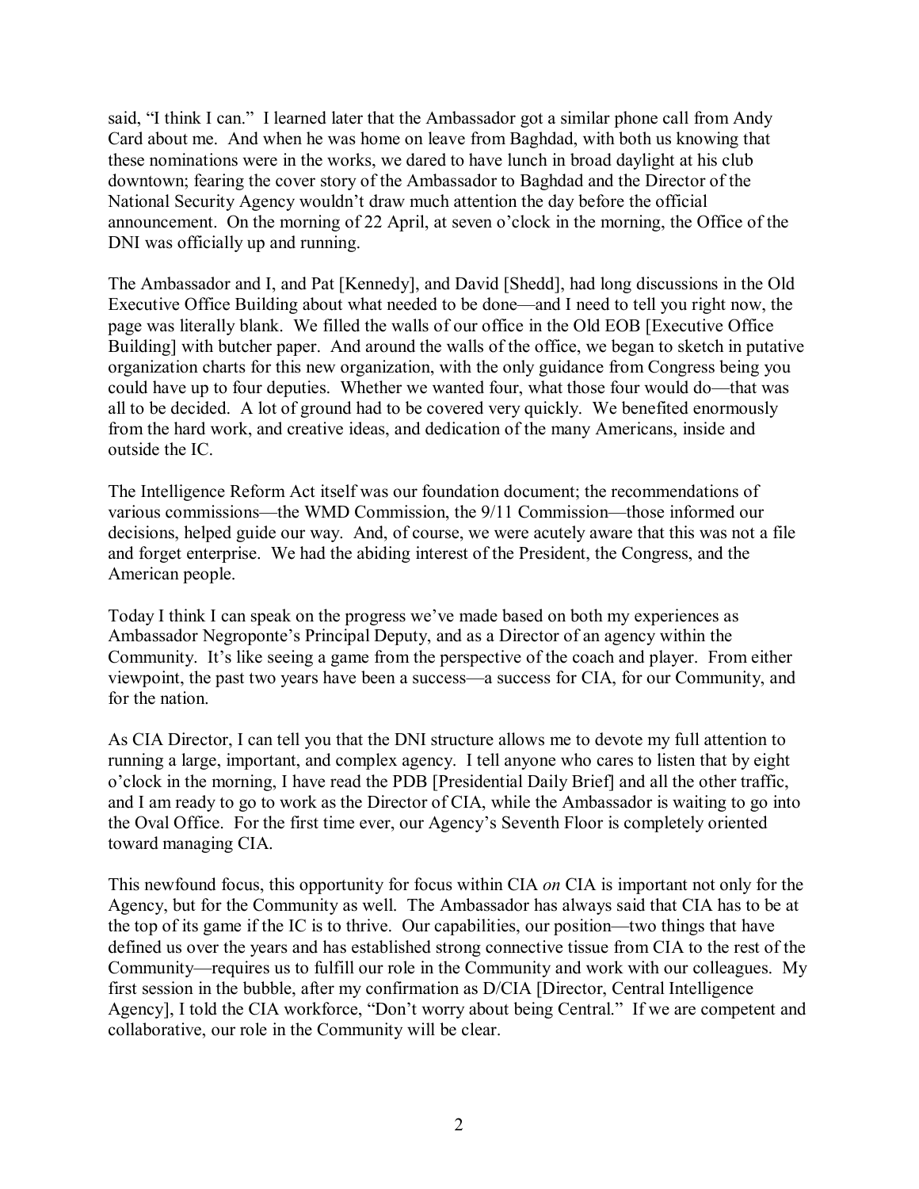said, "I think I can." I learned later that the Ambassador got a similar phone call from Andy Card about me. And when he was home on leave from Baghdad, with both us knowing that these nominations were in the works, we dared to have lunch in broad daylight at his club downtown; fearing the cover story of the Ambassador to Baghdad and the Director of the National Security Agency wouldn't draw much attention the day before the official announcement. On the morning of 22 April, at seven o'clock in the morning, the Office of the DNI was officially up and running.

The Ambassador and I, and Pat [Kennedy], and David [Shedd], had long discussions in the Old Executive Office Building about what needed to be done—and I need to tell you right now, the page was literally blank. We filled the walls of our office in the Old EOB [Executive Office Building] with butcher paper. And around the walls of the office, we began to sketch in putative organization charts for this new organization, with the only guidance from Congress being you could have up to four deputies. Whether we wanted four, what those four would do—that was all to be decided. A lot of ground had to be covered very quickly. We benefited enormously from the hard work, and creative ideas, and dedication of the many Americans, inside and outside the IC.

The Intelligence Reform Act itself was our foundation document; the recommendations of various commissions—the WMD Commission, the 9/11 Commission—those informed our decisions, helped guide our way. And, of course, we were acutely aware that this was not a file and forget enterprise. We had the abiding interest of the President, the Congress, and the American people.

Today I think I can speak on the progress we've made based on both my experiences as Ambassador Negroponte's Principal Deputy, and as a Director of an agency within the Community. It's like seeing a game from the perspective of the coach and player. From either viewpoint, the past two years have been a success—a success for CIA, for our Community, and for the nation.

As CIA Director, I can tell you that the DNI structure allows me to devote my full attention to running a large, important, and complex agency. I tell anyone who cares to listen that by eight o'clock in the morning, I have read the PDB [Presidential Daily Brief] and all the other traffic, and I am ready to go to work as the Director of CIA, while the Ambassador is waiting to go into the Oval Office. For the first time ever, our Agency's Seventh Floor is completely oriented toward managing CIA.

This newfound focus, this opportunity for focus within CIA *on* CIA is important not only for the Agency, but for the Community as well. The Ambassador has always said that CIA has to be at the top of its game if the IC is to thrive. Our capabilities, our position—two things that have defined us over the years and has established strong connective tissue from CIA to the rest of the Community—requires us to fulfill our role in the Community and work with our colleagues. My first session in the bubble, after my confirmation as D/CIA [Director, Central Intelligence Agency], I told the CIA workforce, "Don't worry about being Central." If we are competent and collaborative, our role in the Community will be clear.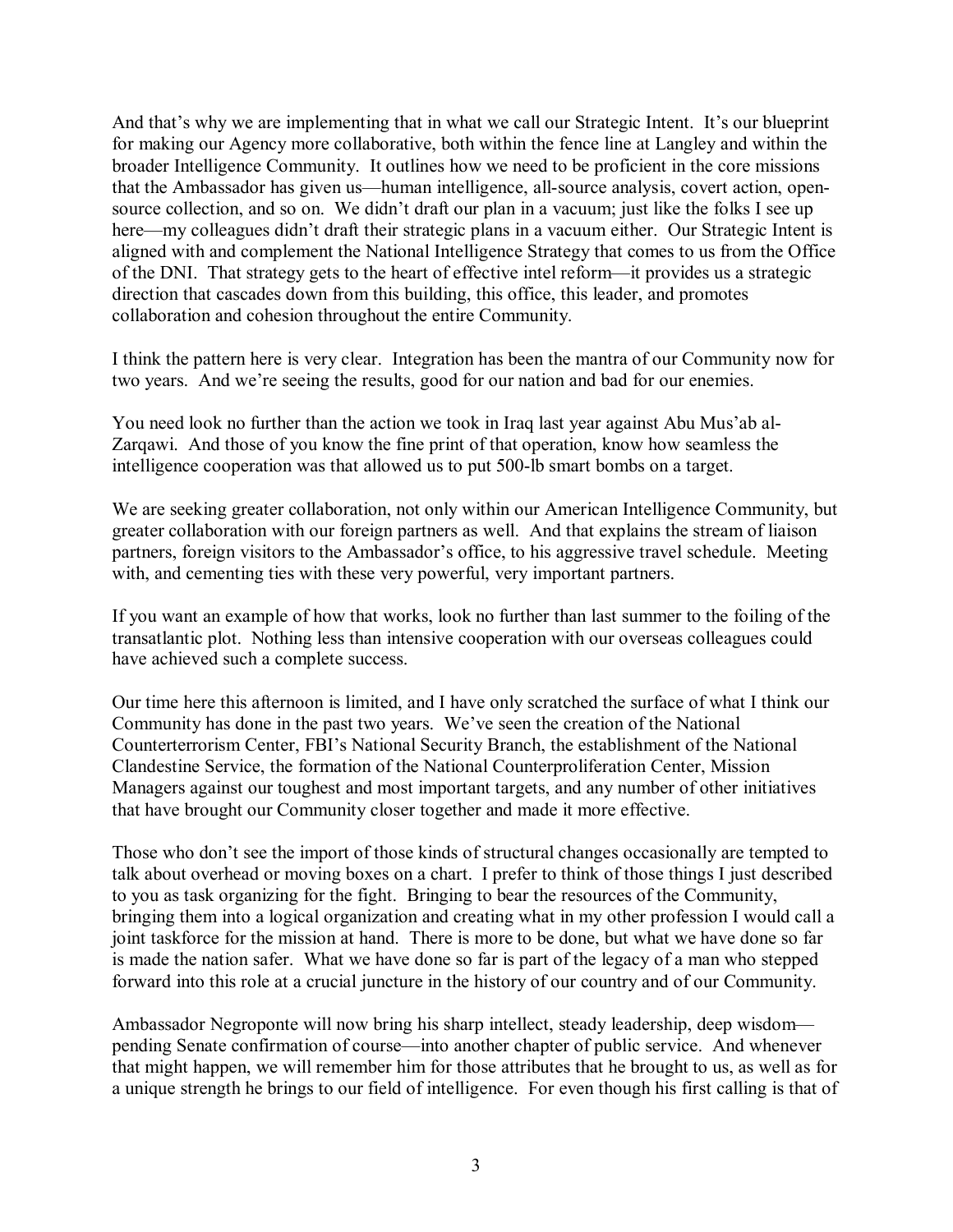And that's why we are implementing that in what we call our Strategic Intent. It's our blueprint for making our Agency more collaborative, both within the fence line at Langley and within the broader Intelligence Community. It outlines how we need to be proficient in the core missions that the Ambassador has given us—human intelligence, all-source analysis, covert action, open-source collection, and so on. We didn't draft our plan in a vacuum; just like the folks I see up here—my colleagues didn't draft their strategic plans in a vacuum either. Our Strategic Intent is aligned with and complement the National Intelligence Strategy that comes to us from the Office of the DNI. That strategy gets to the heart of effective intel reform—it provides us a strategic direction that cascades down from this building, this office, this leader, and promotes collaboration and cohesion throughout the entire Community.

I think the pattern here is very clear. Integration has been the mantra of our Community now for two years. And we're seeing the results, good for our nation and bad for our enemies.

You need look no further than the action we took in Iraq last year against Abu Mus'ab al-Zarqawi. And those of you know the fine print of that operation, know how seamless the intelligence cooperation was that allowed us to put 500-lb smart bombs on a target.

We are seeking greater collaboration, not only within our American Intelligence Community, but greater collaboration with our foreign partners as well. And that explains the stream of liaison partners, foreign visitors to the Ambassador's office, to his aggressive travel schedule. Meeting with, and cementing ties with these very powerful, very important partners.

If you want an example of how that works, look no further than last summer to the foiling of the transatlantic plot. Nothing less than intensive cooperation with our overseas colleagues could have achieved such a complete success.

Our time here this afternoon is limited, and I have only scratched the surface of what I think our Community has done in the past two years. We've seen the creation of the National Counterterrorism Center, FBI's National Security Branch, the establishment of the National Clandestine Service, the formation of the National Counterproliferation Center, Mission Managers against our toughest and most important targets, and any number of other initiatives that have brought our Community closer together and made it more effective.

Those who don't see the import of those kinds of structural changes occasionally are tempted to talk about overhead or moving boxes on a chart. I prefer to think of those things I just described to you as task organizing for the fight. Bringing to bear the resources of the Community, bringing them into a logical organization and creating what in my other profession I would call a joint taskforce for the mission at hand. There is more to be done, but what we have done so far is made the nation safer. What we have done so far is part of the legacy of a man who stepped forward into this role at a crucial juncture in the history of our country and of our Community.

Ambassador Negroponte will now bring his sharp intellect, steady leadership, deep wisdom—pending Senate confirmation of course—into another chapter of public service. And whenever that might happen, we will remember him for those attributes that he brought to us, as well as for a unique strength he brings to our field of intelligence. For even though his first calling is that of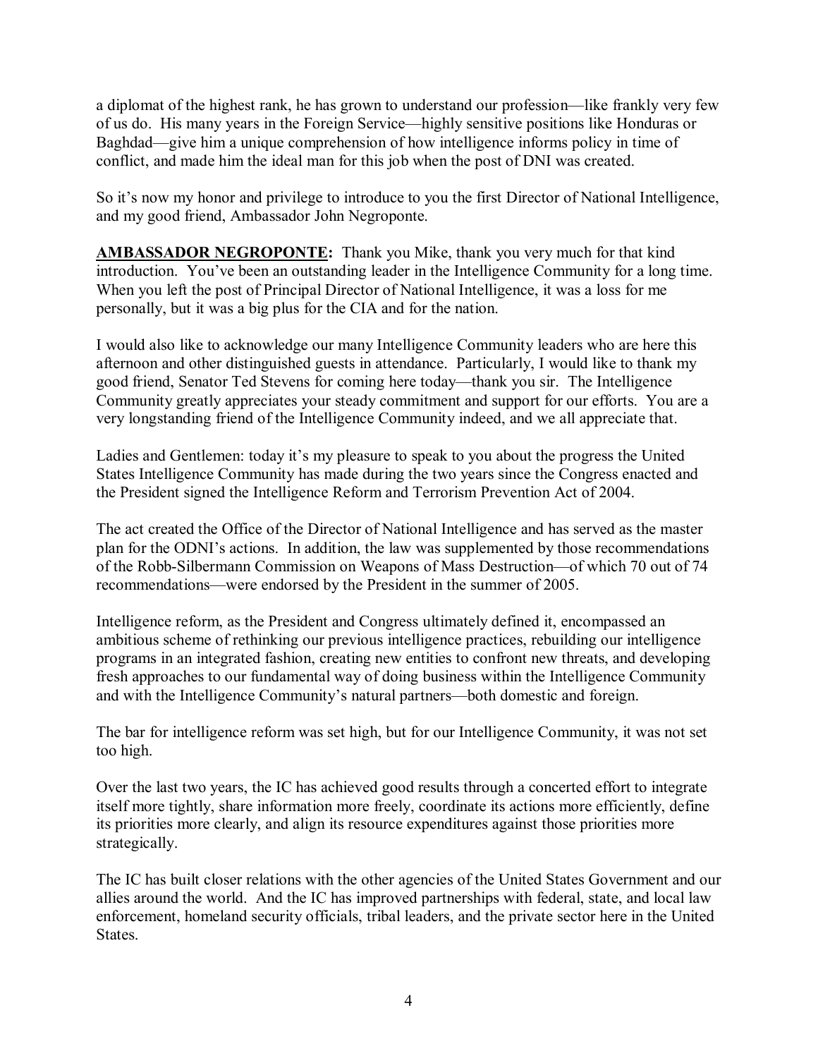a diplomat of the highest rank, he has grown to understand our profession—like frankly very few of us do. His many years in the Foreign Service—highly sensitive positions like Honduras or Baghdad—give him a unique comprehension of how intelligence informs policy in time of conflict, and made him the ideal man for this job when the post of DNI was created.

So it's now my honor and privilege to introduce to you the first Director of National Intelligence, and my good friend, Ambassador John Negroponte.

**AMBASSADOR NEGROPONTE:** Thank you Mike, thank you very much for that kind introduction. You've been an outstanding leader in the Intelligence Community for a long time. When you left the post of Principal Director of National Intelligence, it was a loss for me personally, but it was a big plus for the CIA and for the nation.

I would also like to acknowledge our many Intelligence Community leaders who are here this afternoon and other distinguished guests in attendance. Particularly, I would like to thank my good friend, Senator Ted Stevens for coming here today—thank you sir. The Intelligence Community greatly appreciates your steady commitment and support for our efforts. You are a very longstanding friend of the Intelligence Community indeed, and we all appreciate that.

Ladies and Gentlemen: today it's my pleasure to speak to you about the progress the United States Intelligence Community has made during the two years since the Congress enacted and the President signed the Intelligence Reform and Terrorism Prevention Act of 2004.

The act created the Office of the Director of National Intelligence and has served as the master plan for the ODNI's actions. In addition, the law was supplemented by those recommendations of the Robb-Silbermann Commission on Weapons of Mass Destruction—of which 70 out of 74 recommendations—were endorsed by the President in the summer of 2005.

Intelligence reform, as the President and Congress ultimately defined it, encompassed an ambitious scheme of rethinking our previous intelligence practices, rebuilding our intelligence programs in an integrated fashion, creating new entities to confront new threats, and developing fresh approaches to our fundamental way of doing business within the Intelligence Community and with the Intelligence Community's natural partners—both domestic and foreign.

The bar for intelligence reform was set high, but for our Intelligence Community, it was not set too high.

Over the last two years, the IC has achieved good results through a concerted effort to integrate itself more tightly, share information more freely, coordinate its actions more efficiently, define its priorities more clearly, and align its resource expenditures against those priorities more strategically.

The IC has built closer relations with the other agencies of the United States Government and our allies around the world. And the IC has improved partnerships with federal, state, and local law enforcement, homeland security officials, tribal leaders, and the private sector here in the United States.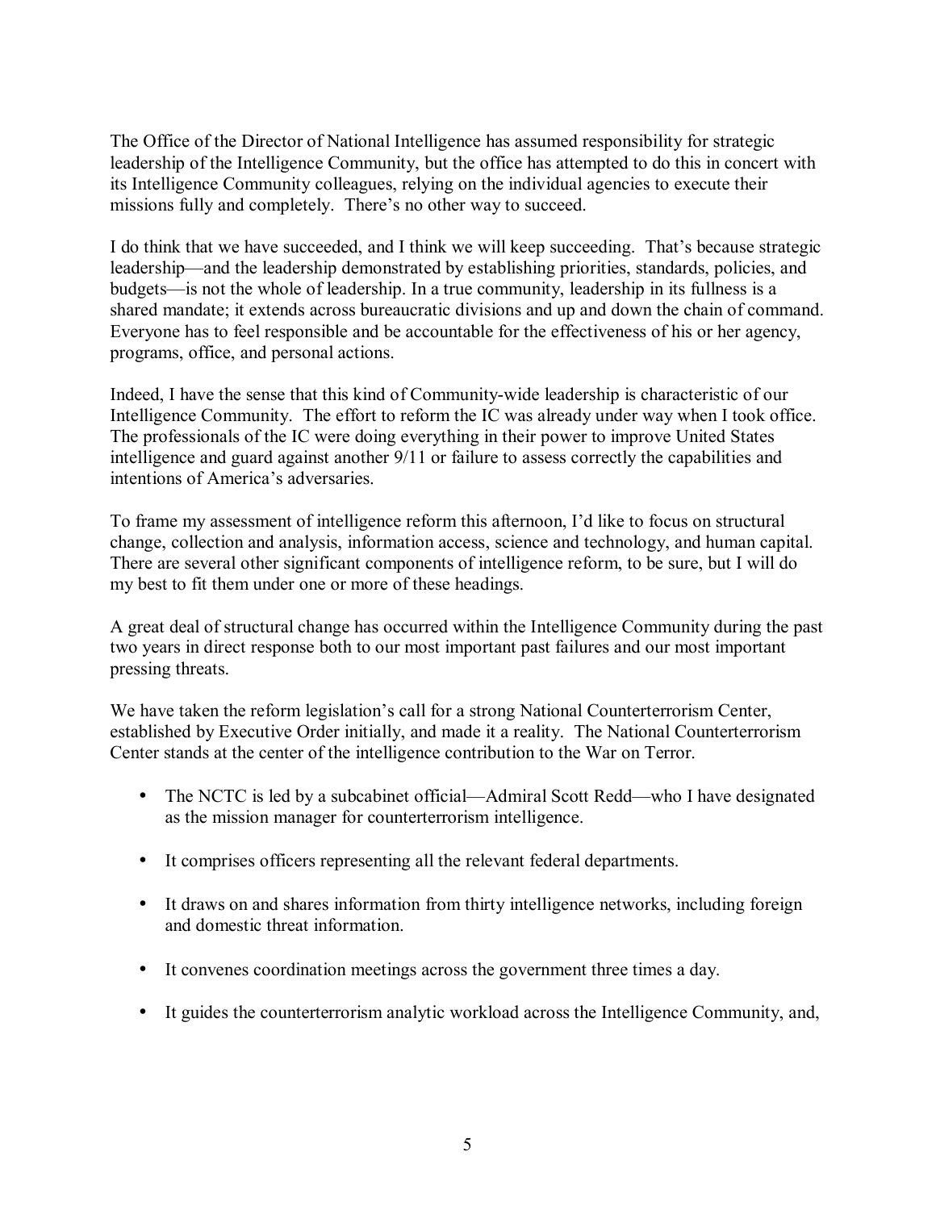The Office of the Director of National Intelligence has assumed responsibility for strategic leadership of the Intelligence Community, but the office has attempted to do this in concert with its Intelligence Community colleagues, relying on the individual agencies to execute their missions fully and completely. There's no other way to succeed.

I do think that we have succeeded, and I think we will keep succeeding. That's because strategic leadership—and the leadership demonstrated by establishing priorities, standards, policies, and budgets—is not the whole of leadership. In a true community, leadership in its fullness is a shared mandate; it extends across bureaucratic divisions and up and down the chain of command. Everyone has to feel responsible and be accountable for the effectiveness of his or her agency, programs, office, and personal actions.

Indeed, I have the sense that this kind of Community-wide leadership is characteristic of our Intelligence Community. The effort to reform the IC was already under way when I took office. The professionals of the IC were doing everything in their power to improve United States intelligence and guard against another 9/11 or failure to assess correctly the capabilities and intentions of America's adversaries.

To frame my assessment of intelligence reform this afternoon, I'd like to focus on structural change, collection and analysis, information access, science and technology, and human capital. There are several other significant components of intelligence reform, to be sure, but I will do my best to fit them under one or more of these headings.

A great deal of structural change has occurred within the Intelligence Community during the past two years in direct response both to our most important past failures and our most important pressing threats.

We have taken the reform legislation's call for a strong National Counterterrorism Center, established by Executive Order initially, and made it a reality. The National Counterterrorism Center stands at the center of the intelligence contribution to the War on Terror.

- The NCTC is led by a subcabinet official—Admiral Scott Redd—who I have designated as the mission manager for counterterrorism intelligence.
- It comprises officers representing all the relevant federal departments.
- It draws on and shares information from thirty intelligence networks, including foreign and domestic threat information.
- It convenes coordination meetings across the government three times a day.
- It guides the counterterrorism analytic workload across the Intelligence Community, and,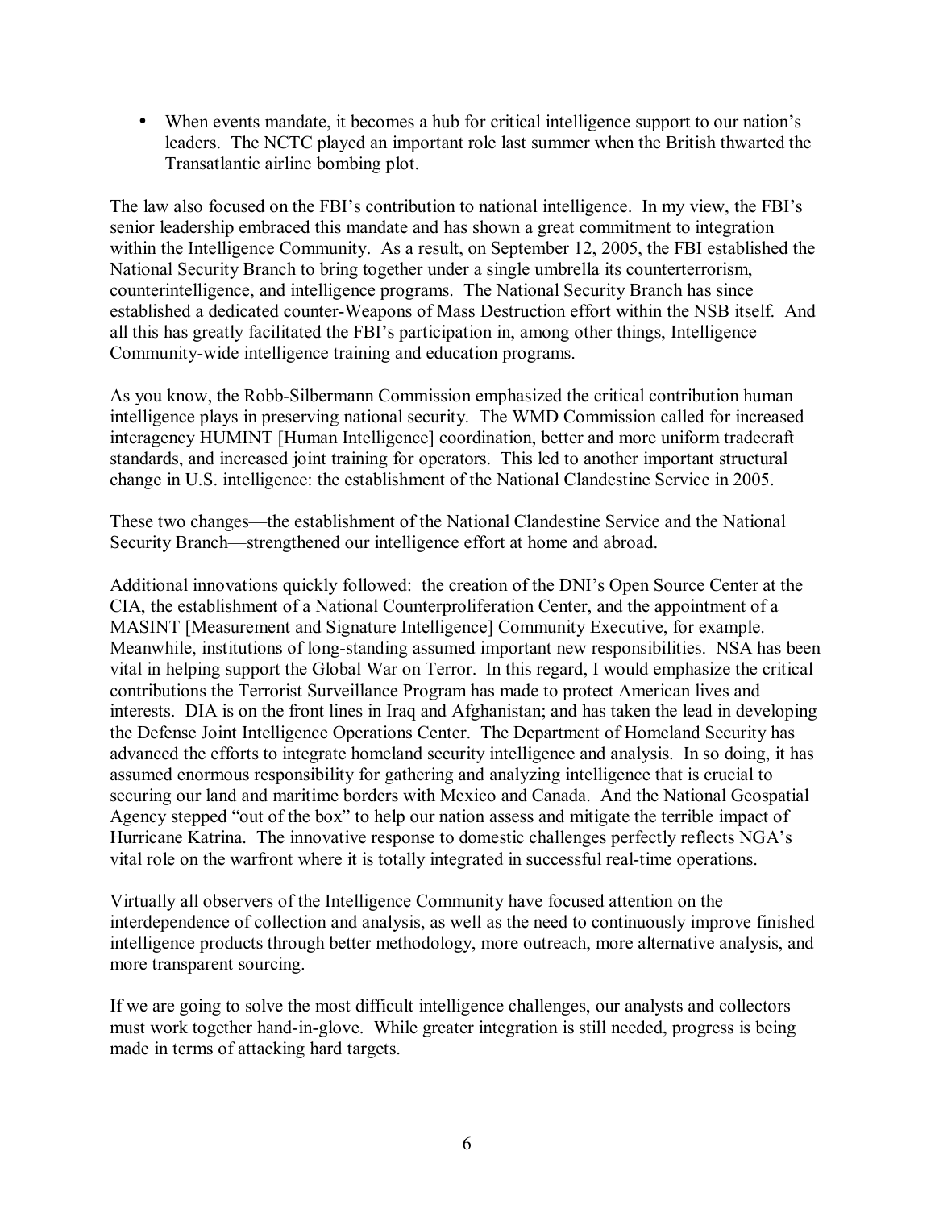- When events mandate, it becomes a hub for critical intelligence support to our nation's leaders. The NCTC played an important role last summer when the British thwarted the Transatlantic airline bombing plot.

The law also focused on the FBI's contribution to national intelligence. In my view, the FBI's senior leadership embraced this mandate and has shown a great commitment to integration within the Intelligence Community. As a result, on September 12, 2005, the FBI established the National Security Branch to bring together under a single umbrella its counterterrorism, counterintelligence, and intelligence programs. The National Security Branch has since established a dedicated counter-Weapons of Mass Destruction effort within the NSB itself. And all this has greatly facilitated the FBI's participation in, among other things, Intelligence Community-wide intelligence training and education programs.

As you know, the Robb-Silbermann Commission emphasized the critical contribution human intelligence plays in preserving national security. The WMD Commission called for increased interagency HUMINT [Human Intelligence] coordination, better and more uniform tradecraft standards, and increased joint training for operators. This led to another important structural change in U.S. intelligence: the establishment of the National Clandestine Service in 2005.

These two changes—the establishment of the National Clandestine Service and the National Security Branch—strengthened our intelligence effort at home and abroad.

Additional innovations quickly followed: the creation of the DNI's Open Source Center at the CIA, the establishment of a National Counterproliferation Center, and the appointment of a MASINT [Measurement and Signature Intelligence] Community Executive, for example. Meanwhile, institutions of long-standing assumed important new responsibilities. NSA has been vital in helping support the Global War on Terror. In this regard, I would emphasize the critical contributions the Terrorist Surveillance Program has made to protect American lives and interests. DIA is on the front lines in Iraq and Afghanistan; and has taken the lead in developing the Defense Joint Intelligence Operations Center. The Department of Homeland Security has advanced the efforts to integrate homeland security intelligence and analysis. In so doing, it has assumed enormous responsibility for gathering and analyzing intelligence that is crucial to securing our land and maritime borders with Mexico and Canada. And the National Geospatial Agency stepped "out of the box" to help our nation assess and mitigate the terrible impact of Hurricane Katrina. The innovative response to domestic challenges perfectly reflects NGA's vital role on the warfront where it is totally integrated in successful real-time operations.

Virtually all observers of the Intelligence Community have focused attention on the interdependence of collection and analysis, as well as the need to continuously improve finished intelligence products through better methodology, more outreach, more alternative analysis, and more transparent sourcing.

If we are going to solve the most difficult intelligence challenges, our analysts and collectors must work together hand-in-glove. While greater integration is still needed, progress is being made in terms of attacking hard targets.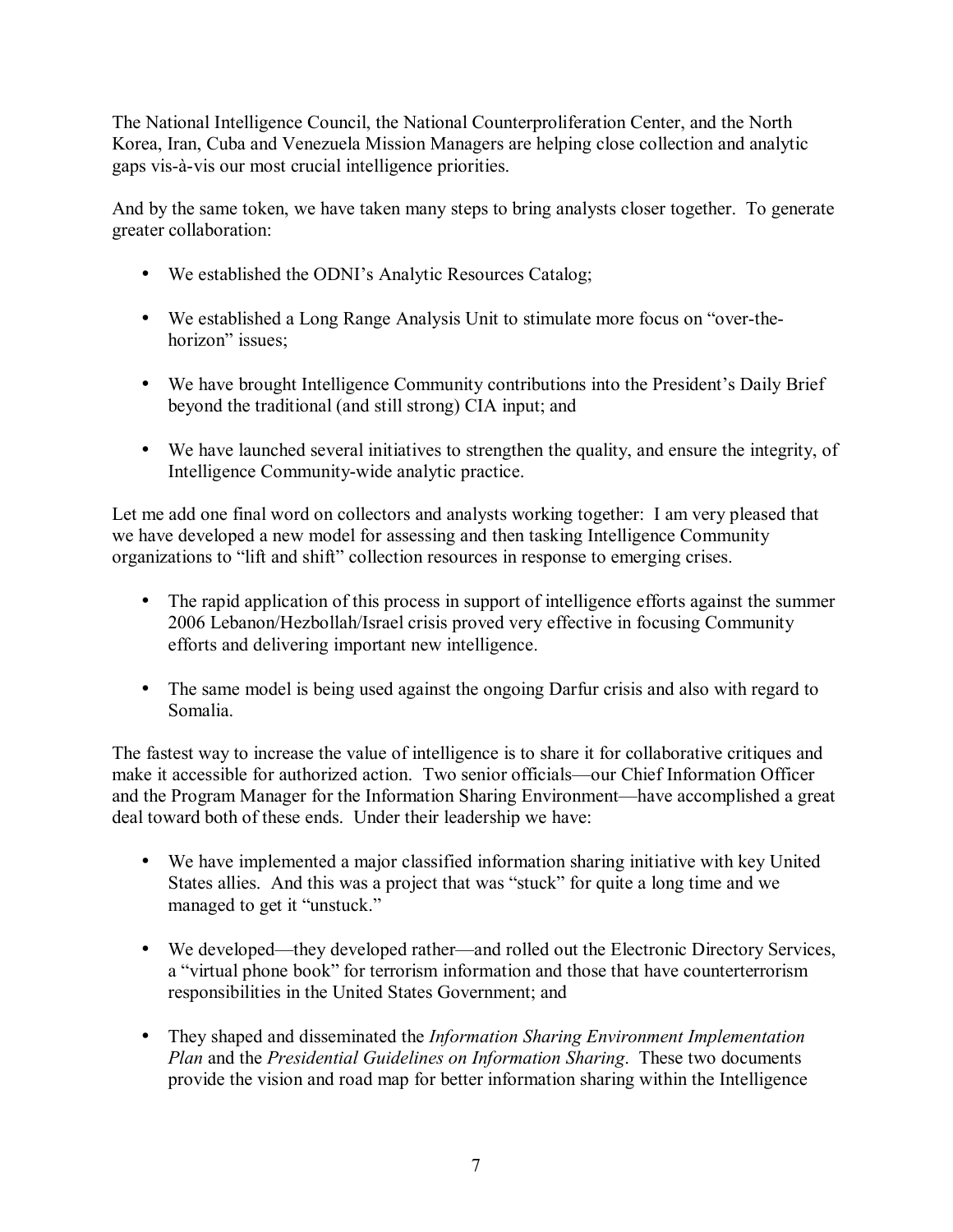The National Intelligence Council, the National Counterproliferation Center, and the North Korea, Iran, Cuba and Venezuela Mission Managers are helping close collection and analytic gaps vis-à-vis our most crucial intelligence priorities.

And by the same token, we have taken many steps to bring analysts closer together. To generate greater collaboration:

- We established the ODNI's Analytic Resources Catalog;
- We established a Long Range Analysis Unit to stimulate more focus on "over-the-horizon" issues;
- We have brought Intelligence Community contributions into the President's Daily Brief beyond the traditional (and still strong) CIA input; and
- We have launched several initiatives to strengthen the quality, and ensure the integrity, of Intelligence Community-wide analytic practice.

Let me add one final word on collectors and analysts working together: I am very pleased that we have developed a new model for assessing and then tasking Intelligence Community organizations to "lift and shift" collection resources in response to emerging crises.

- The rapid application of this process in support of intelligence efforts against the summer 2006 Lebanon/Hezbollah/Israel crisis proved very effective in focusing Community efforts and delivering important new intelligence.
- The same model is being used against the ongoing Darfur crisis and also with regard to Somalia.

The fastest way to increase the value of intelligence is to share it for collaborative critiques and make it accessible for authorized action. Two senior officials—our Chief Information Officer and the Program Manager for the Information Sharing Environment—have accomplished a great deal toward both of these ends. Under their leadership we have:

- We have implemented a major classified information sharing initiative with key United States allies. And this was a project that was "stuck" for quite a long time and we managed to get it "unstuck."
- We developed—they developed rather—and rolled out the Electronic Directory Services, a "virtual phone book" for terrorism information and those that have counterterrorism responsibilities in the United States Government; and
- They shaped and disseminated the *Information Sharing Environment Implementation Plan* and the *Presidential Guidelines on Information Sharing*. These two documents provide the vision and road map for better information sharing within the Intelligence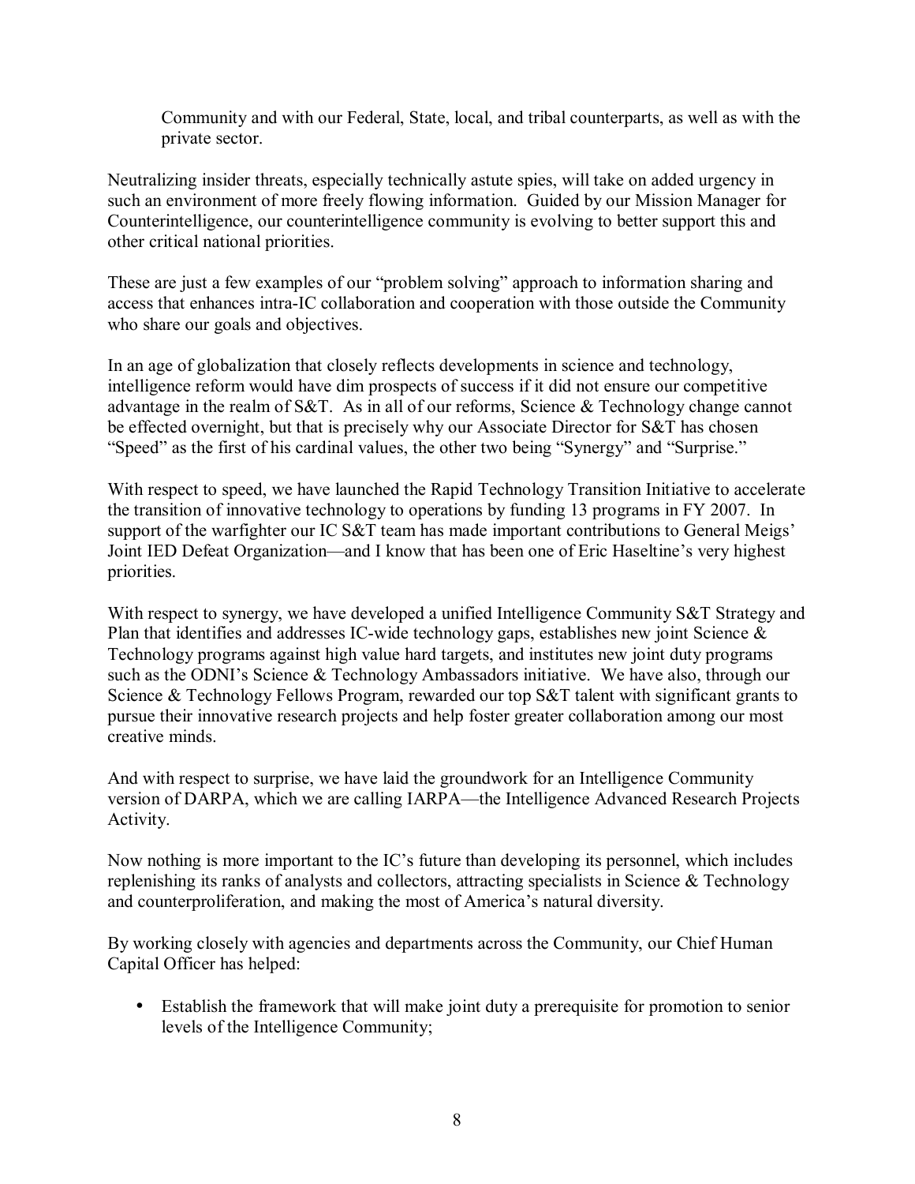Community and with our Federal, State, local, and tribal counterparts, as well as with the private sector.

Neutralizing insider threats, especially technically astute spies, will take on added urgency in such an environment of more freely flowing information. Guided by our Mission Manager for Counterintelligence, our counterintelligence community is evolving to better support this and other critical national priorities.

These are just a few examples of our "problem solving" approach to information sharing and access that enhances intra-IC collaboration and cooperation with those outside the Community who share our goals and objectives.

In an age of globalization that closely reflects developments in science and technology, intelligence reform would have dim prospects of success if it did not ensure our competitive advantage in the realm of S&T. As in all of our reforms, Science & Technology change cannot be effected overnight, but that is precisely why our Associate Director for S&T has chosen "Speed" as the first of his cardinal values, the other two being "Synergy" and "Surprise."

With respect to speed, we have launched the Rapid Technology Transition Initiative to accelerate the transition of innovative technology to operations by funding 13 programs in FY 2007. In support of the warfighter our IC S&T team has made important contributions to General Meigs' Joint IED Defeat Organization—and I know that has been one of Eric Haseltine's very highest priorities.

With respect to synergy, we have developed a unified Intelligence Community S&T Strategy and Plan that identifies and addresses IC-wide technology gaps, establishes new joint Science & Technology programs against high value hard targets, and institutes new joint duty programs such as the ODNI's Science & Technology Ambassadors initiative. We have also, through our Science & Technology Fellows Program, rewarded our top S&T talent with significant grants to pursue their innovative research projects and help foster greater collaboration among our most creative minds.

And with respect to surprise, we have laid the groundwork for an Intelligence Community version of DARPA, which we are calling IARPA—the Intelligence Advanced Research Projects Activity.

Now nothing is more important to the IC's future than developing its personnel, which includes replenishing its ranks of analysts and collectors, attracting specialists in Science & Technology and counterproliferation, and making the most of America's natural diversity.

By working closely with agencies and departments across the Community, our Chief Human Capital Officer has helped:

- Establish the framework that will make joint duty a prerequisite for promotion to senior levels of the Intelligence Community;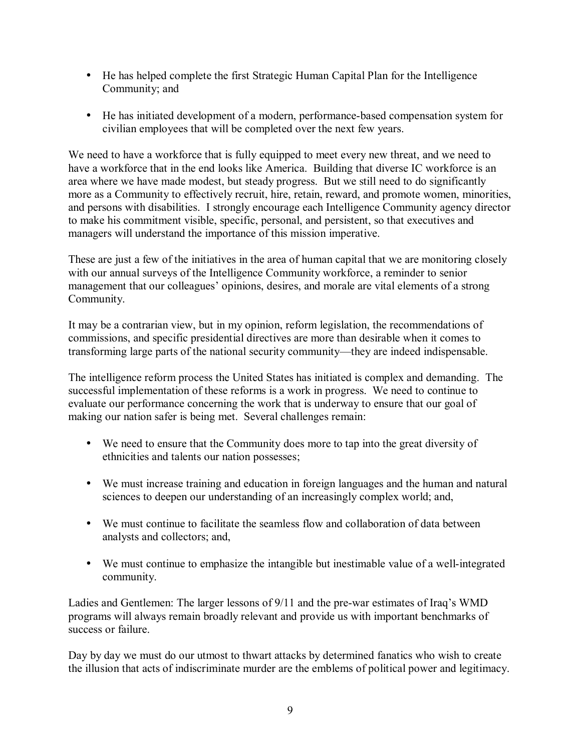- He has helped complete the first Strategic Human Capital Plan for the Intelligence Community; and

- He has initiated development of a modern, performance-based compensation system for civilian employees that will be completed over the next few years.

We need to have a workforce that is fully equipped to meet every new threat, and we need to have a workforce that in the end looks like America. Building that diverse IC workforce is an area where we have made modest, but steady progress. But we still need to do significantly more as a Community to effectively recruit, hire, retain, reward, and promote women, minorities, and persons with disabilities. I strongly encourage each Intelligence Community agency director to make his commitment visible, specific, personal, and persistent, so that executives and managers will understand the importance of this mission imperative.

These are just a few of the initiatives in the area of human capital that we are monitoring closely with our annual surveys of the Intelligence Community workforce, a reminder to senior management that our colleagues' opinions, desires, and morale are vital elements of a strong Community.

It may be a contrarian view, but in my opinion, reform legislation, the recommendations of commissions, and specific presidential directives are more than desirable when it comes to transforming large parts of the national security community—they are indeed indispensable.

The intelligence reform process the United States has initiated is complex and demanding. The successful implementation of these reforms is a work in progress. We need to continue to evaluate our performance concerning the work that is underway to ensure that our goal of making our nation safer is being met. Several challenges remain:

- We need to ensure that the Community does more to tap into the great diversity of ethnicities and talents our nation possesses;

- We must increase training and education in foreign languages and the human and natural sciences to deepen our understanding of an increasingly complex world; and,

- We must continue to facilitate the seamless flow and collaboration of data between analysts and collectors; and,

- We must continue to emphasize the intangible but inestimable value of a well-integrated community.

Ladies and Gentlemen: The larger lessons of 9/11 and the pre-war estimates of Iraq's WMD programs will always remain broadly relevant and provide us with important benchmarks of success or failure.

Day by day we must do our utmost to thwart attacks by determined fanatics who wish to create the illusion that acts of indiscriminate murder are the emblems of political power and legitimacy.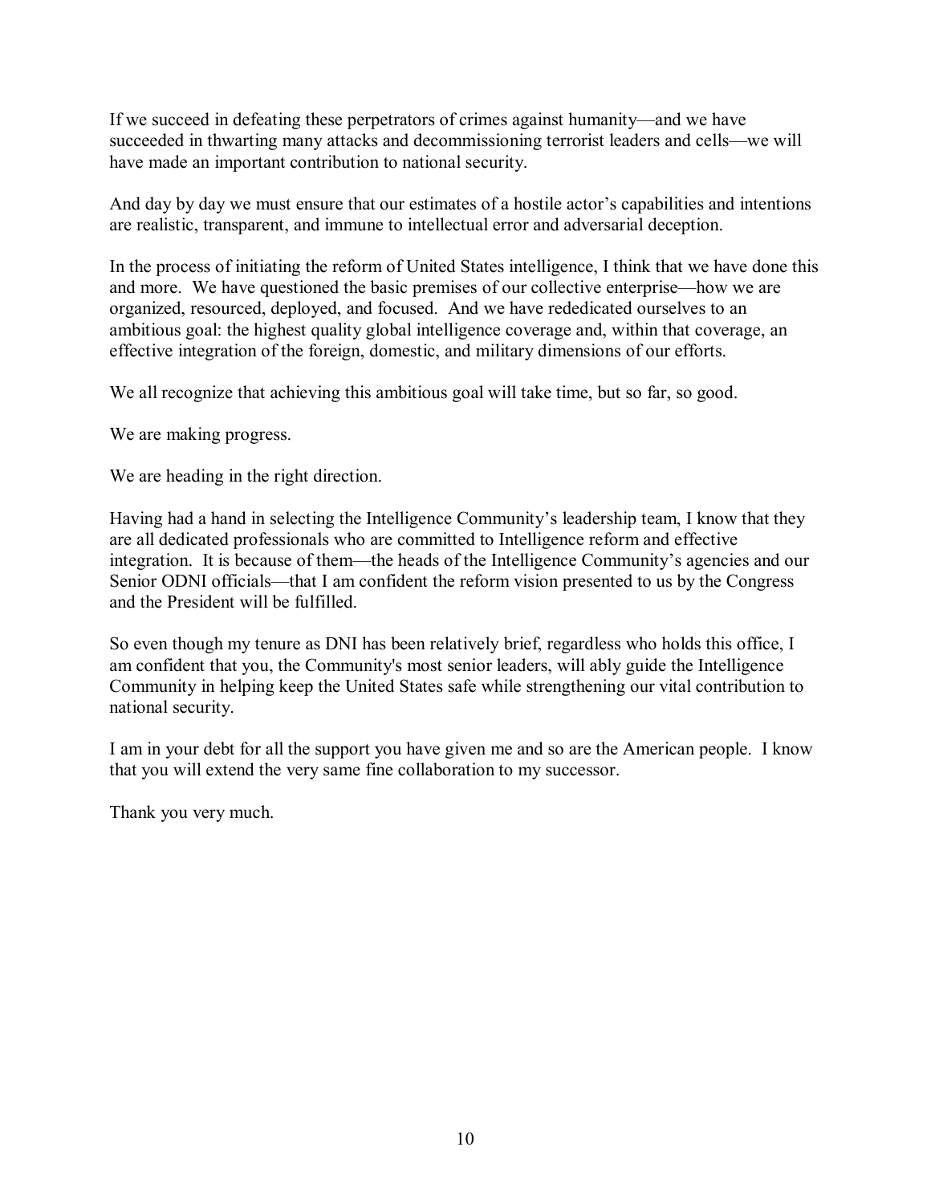If we succeed in defeating these perpetrators of crimes against humanity—and we have succeeded in thwarting many attacks and decommissioning terrorist leaders and cells—we will have made an important contribution to national security.

And day by day we must ensure that our estimates of a hostile actor's capabilities and intentions are realistic, transparent, and immune to intellectual error and adversarial deception.

In the process of initiating the reform of United States intelligence, I think that we have done this and more. We have questioned the basic premises of our collective enterprise—how we are organized, resourced, deployed, and focused. And we have rededicated ourselves to an ambitious goal: the highest quality global intelligence coverage and, within that coverage, an effective integration of the foreign, domestic, and military dimensions of our efforts.

We all recognize that achieving this ambitious goal will take time, but so far, so good.

We are making progress.

We are heading in the right direction.

Having had a hand in selecting the Intelligence Community's leadership team, I know that they are all dedicated professionals who are committed to Intelligence reform and effective integration. It is because of them—the heads of the Intelligence Community's agencies and our Senior ODNI officials—that I am confident the reform vision presented to us by the Congress and the President will be fulfilled.

So even though my tenure as DNI has been relatively brief, regardless who holds this office, I am confident that you, the Community's most senior leaders, will ably guide the Intelligence Community in helping keep the United States safe while strengthening our vital contribution to national security.

I am in your debt for all the support you have given me and so are the American people. I know that you will extend the very same fine collaboration to my successor.

Thank you very much.